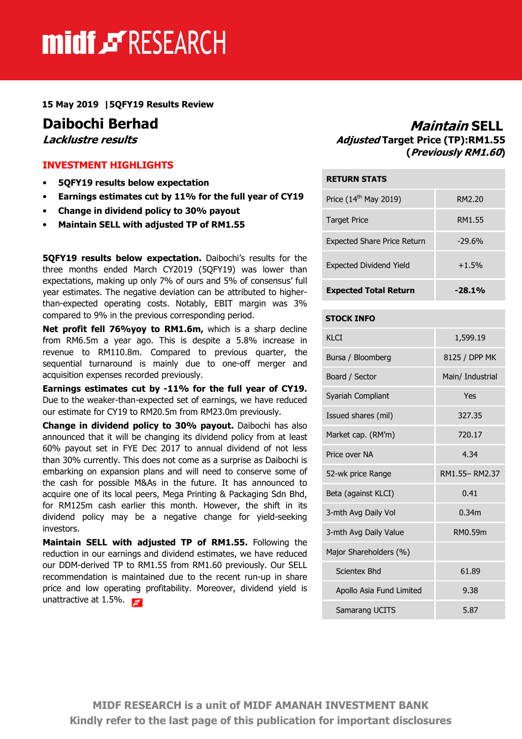15 May 2019 | 5QFY19 Results Review

# Daibochi Berhad

***Lacklustre results***

## *Maintain* SELL

***Adjusted* Target Price (TP):RM1.55**

**(*Previously RM1.60*)**

## INVESTMENT HIGHLIGHTS

- **5QFY19 results below expectation**
- **Earnings estimates cut by 11% for the full year of CY19**
- **Change in dividend policy to 30% payout**
- **Maintain SELL with adjusted TP of RM1.55**

**5QFY19 results below expectation.** Daibochi's results for the three months ended March CY2019 (5QFY19) was lower than expectations, making up only 7% of ours and 5% of consensus' full year estimates. The negative deviation can be attributed to higher-than-expected operating costs. Notably, EBIT margin was 3% compared to 9% in the previous corresponding period.

**Net profit fell 76%yoy to RM1.6m,** which is a sharp decline from RM6.5m a year ago. This is despite a 5.8% increase in revenue to RM110.8m. Compared to previous quarter, the sequential turnaround is mainly due to one-off merger and acquisition expenses recorded previously.

**Earnings estimates cut by -11% for the full year of CY19.** Due to the weaker-than-expected set of earnings, we have reduced our estimate for CY19 to RM20.5m from RM23.0m previously.

**Change in dividend policy to 30% payout.** Daibochi has also announced that it will be changing its dividend policy from at least 60% payout set in FYE Dec 2017 to annual dividend of not less than 30% currently. This does not come as a surprise as Daibochi is embarking on expansion plans and will need to conserve some of the cash for possible M&As in the future. It has announced to acquire one of its local peers, Mega Printing & Packaging Sdn Bhd, for RM125m cash earlier this month. However, the shift in its dividend policy may be a negative change for yield-seeking investors.

**Maintain SELL with adjusted TP of RM1.55.** Following the reduction in our earnings and dividend estimates, we have reduced our DDM-derived TP to RM1.55 from RM1.60 previously. Our SELL recommendation is maintained due to the recent run-up in share price and low operating profitability. Moreover, dividend yield is unattractive at 1.5%.

| **RETURN STATS** | |
|---|---|
| Price (14th May 2019) | RM2.20 |
| Target Price | RM1.55 |
| Expected Share Price Return | -29.6% |
| Expected Dividend Yield | +1.5% |
| **Expected Total Return** | **-28.1%** |

| **STOCK INFO** | |
|---|---|
| KLCI | 1,599.19 |
| Bursa / Bloomberg | 8125 / DPP MK |
| Board / Sector | Main/ Industrial |
| Syariah Compliant | Yes |
| Issued shares (mil) | 327.35 |
| Market cap. (RM'm) | 720.17 |
| Price over NA | 4.34 |
| 52-wk price Range | RM1.55– RM2.37 |
| Beta (against KLCI) | 0.41 |
| 3-mth Avg Daily Vol | 0.34m |
| 3-mth Avg Daily Value | RM0.59m |
| Major Shareholders (%) | |
| Scientex Bhd | 61.89 |
| Apollo Asia Fund Limited | 9.38 |
| Samarang UCITS | 5.87 |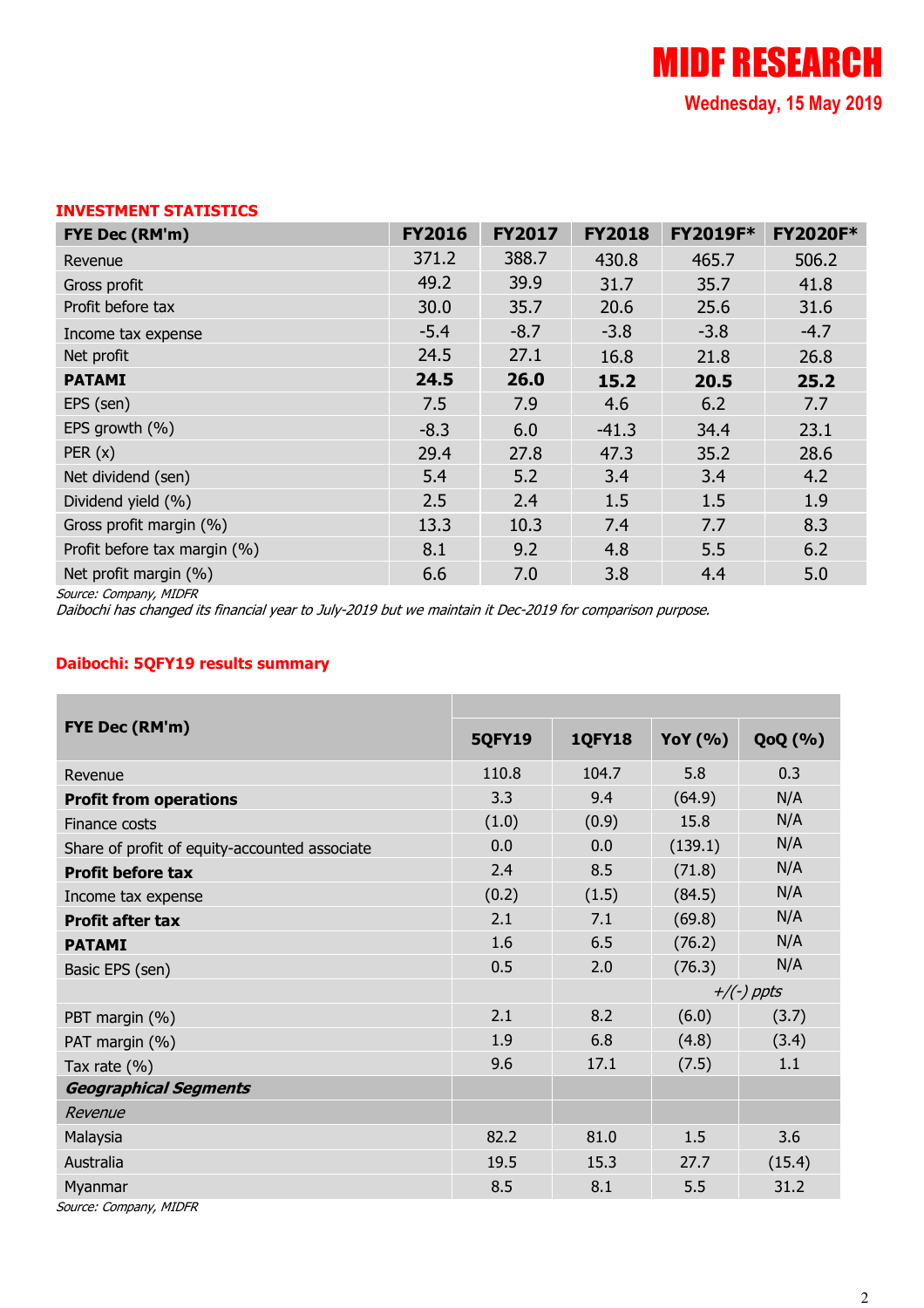### INVESTMENT STATISTICS

| FYE Dec (RM'm) | FY2016 | FY2017 | FY2018 | FY2019F* | FY2020F* |
|---|---|---|---|---|---|
| Revenue | 371.2 | 388.7 | 430.8 | 465.7 | 506.2 |
| Gross profit | 49.2 | 39.9 | 31.7 | 35.7 | 41.8 |
| Profit before tax | 30.0 | 35.7 | 20.6 | 25.6 | 31.6 |
| Income tax expense | -5.4 | -8.7 | -3.8 | -3.8 | -4.7 |
| Net profit | 24.5 | 27.1 | 16.8 | 21.8 | 26.8 |
| **PATAMI** | **24.5** | **26.0** | **15.2** | **20.5** | **25.2** |
| EPS (sen) | 7.5 | 7.9 | 4.6 | 6.2 | 7.7 |
| EPS growth (%) | -8.3 | 6.0 | -41.3 | 34.4 | 23.1 |
| PER (x) | 29.4 | 27.8 | 47.3 | 35.2 | 28.6 |
| Net dividend (sen) | 5.4 | 5.2 | 3.4 | 3.4 | 4.2 |
| Dividend yield (%) | 2.5 | 2.4 | 1.5 | 1.5 | 1.9 |
| Gross profit margin (%) | 13.3 | 10.3 | 7.4 | 7.7 | 8.3 |
| Profit before tax margin (%) | 8.1 | 9.2 | 4.8 | 5.5 | 6.2 |
| Net profit margin (%) | 6.6 | 7.0 | 3.8 | 4.4 | 5.0 |

*Source: Company, MIDFR*

*Daibochi has changed its financial year to July-2019 but we maintain it Dec-2019 for comparison purpose.*

### Daibochi: 5QFY19 results summary

| FYE Dec (RM'm) | 5QFY19 | 1QFY18 | YoY (%) | QoQ (%) |
|---|---|---|---|---|
| Revenue | 110.8 | 104.7 | 5.8 | 0.3 |
| **Profit from operations** | 3.3 | 9.4 | (64.9) | N/A |
| Finance costs | (1.0) | (0.9) | 15.8 | N/A |
| Share of profit of equity-accounted associate | 0.0 | 0.0 | (139.1) | N/A |
| **Profit before tax** | 2.4 | 8.5 | (71.8) | N/A |
| Income tax expense | (0.2) | (1.5) | (84.5) | N/A |
| **Profit after tax** | 2.1 | 7.1 | (69.8) | N/A |
| **PATAMI** | 1.6 | 6.5 | (76.2) | N/A |
| Basic EPS (sen) | 0.5 | 2.0 | (76.3) | N/A |
| | | | *+/(-) ppts* | |
| PBT margin (%) | 2.1 | 8.2 | (6.0) | (3.7) |
| PAT margin (%) | 1.9 | 6.8 | (4.8) | (3.4) |
| Tax rate (%) | 9.6 | 17.1 | (7.5) | 1.1 |
| ***Geographical Segments*** | | | | |
| *Revenue* | | | | |
| Malaysia | 82.2 | 81.0 | 1.5 | 3.6 |
| Australia | 19.5 | 15.3 | 27.7 | (15.4) |
| Myanmar | 8.5 | 8.1 | 5.5 | 31.2 |

*Source: Company, MIDFR*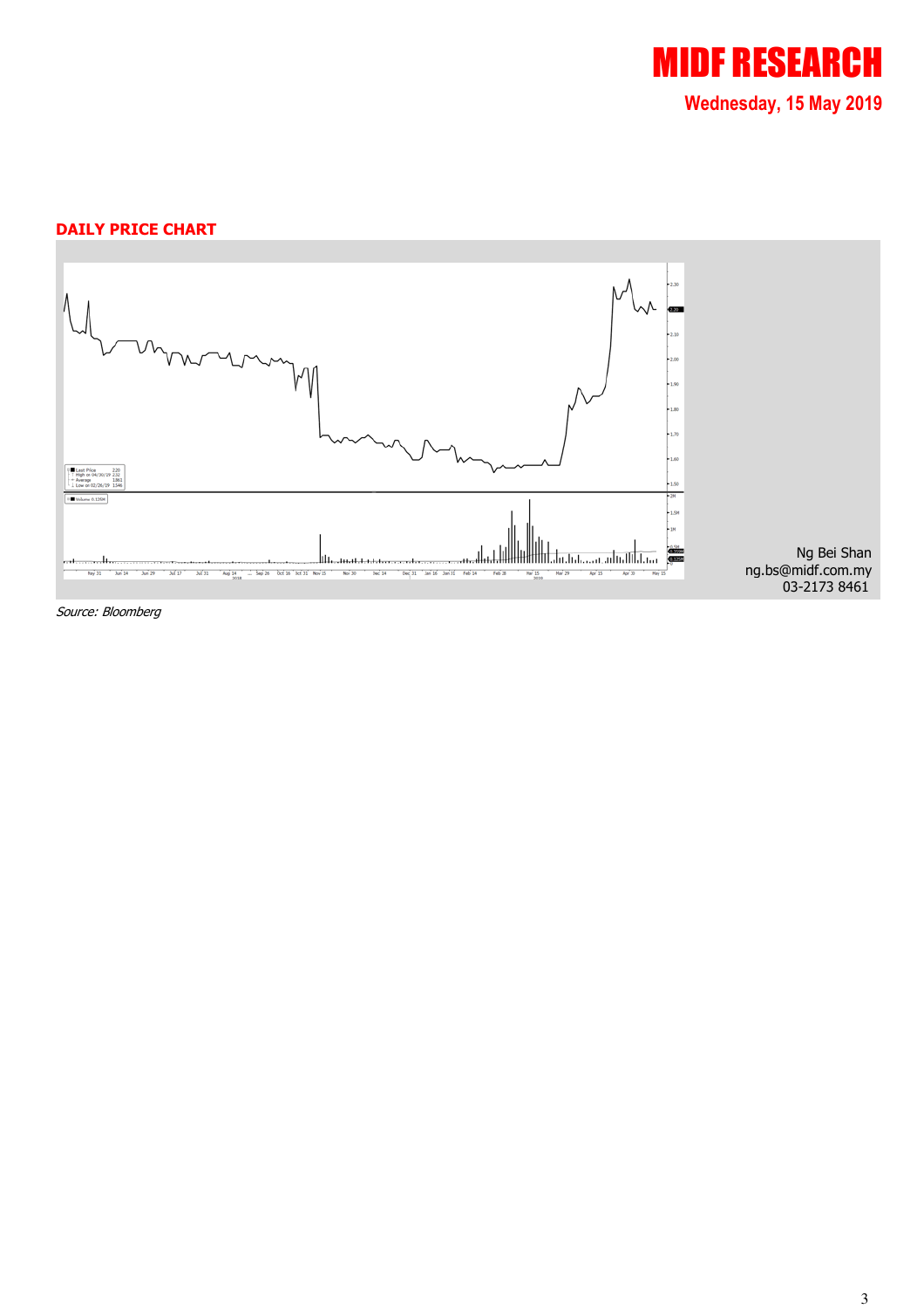**DAILY PRICE CHART**

Ng Bei Shan
ng.bs@midf.com.my
03-2173 8461

*Source: Bloomberg*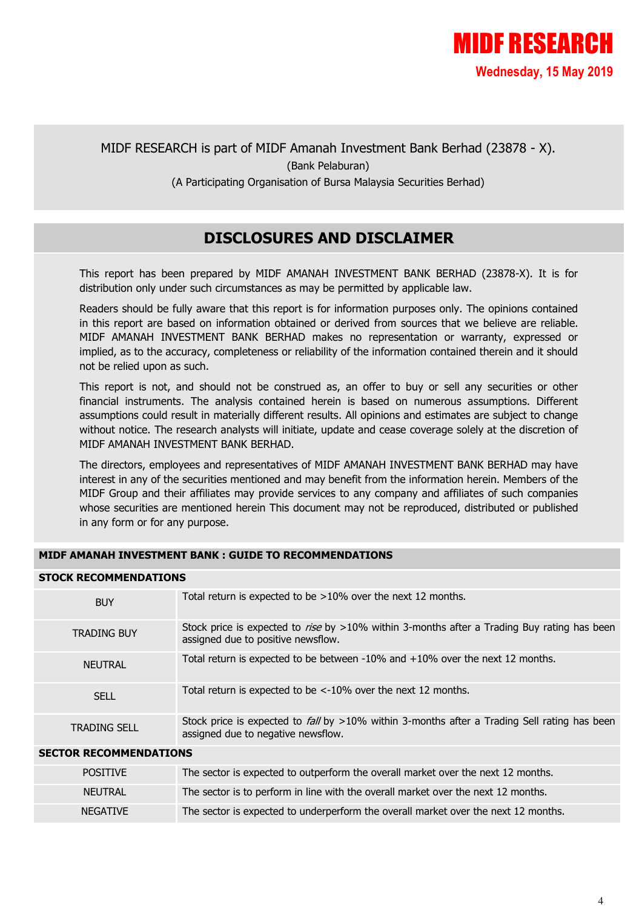MIDF RESEARCH is part of MIDF Amanah Investment Bank Berhad (23878 - X).

(Bank Pelaburan)

(A Participating Organisation of Bursa Malaysia Securities Berhad)

## DISCLOSURES AND DISCLAIMER

This report has been prepared by MIDF AMANAH INVESTMENT BANK BERHAD (23878-X). It is for distribution only under such circumstances as may be permitted by applicable law.

Readers should be fully aware that this report is for information purposes only. The opinions contained in this report are based on information obtained or derived from sources that we believe are reliable. MIDF AMANAH INVESTMENT BANK BERHAD makes no representation or warranty, expressed or implied, as to the accuracy, completeness or reliability of the information contained therein and it should not be relied upon as such.

This report is not, and should not be construed as, an offer to buy or sell any securities or other financial instruments. The analysis contained herein is based on numerous assumptions. Different assumptions could result in materially different results. All opinions and estimates are subject to change without notice. The research analysts will initiate, update and cease coverage solely at the discretion of MIDF AMANAH INVESTMENT BANK BERHAD.

The directors, employees and representatives of MIDF AMANAH INVESTMENT BANK BERHAD may have interest in any of the securities mentioned and may benefit from the information herein. Members of the MIDF Group and their affiliates may provide services to any company and affiliates of such companies whose securities are mentioned herein This document may not be reproduced, distributed or published in any form or for any purpose.

| MIDF AMANAH INVESTMENT BANK : GUIDE TO RECOMMENDATIONS | |
|---|---|
| **STOCK RECOMMENDATIONS** | |
| BUY | Total return is expected to be >10% over the next 12 months. |
| TRADING BUY | Stock price is expected to *rise* by >10% within 3-months after a Trading Buy rating has been assigned due to positive newsflow. |
| NEUTRAL | Total return is expected to be between -10% and +10% over the next 12 months. |
| SELL | Total return is expected to be <-10% over the next 12 months. |
| TRADING SELL | Stock price is expected to *fall* by >10% within 3-months after a Trading Sell rating has been assigned due to negative newsflow. |
| **SECTOR RECOMMENDATIONS** | |
| POSITIVE | The sector is expected to outperform the overall market over the next 12 months. |
| NEUTRAL | The sector is to perform in line with the overall market over the next 12 months. |
| NEGATIVE | The sector is expected to underperform the overall market over the next 12 months. |